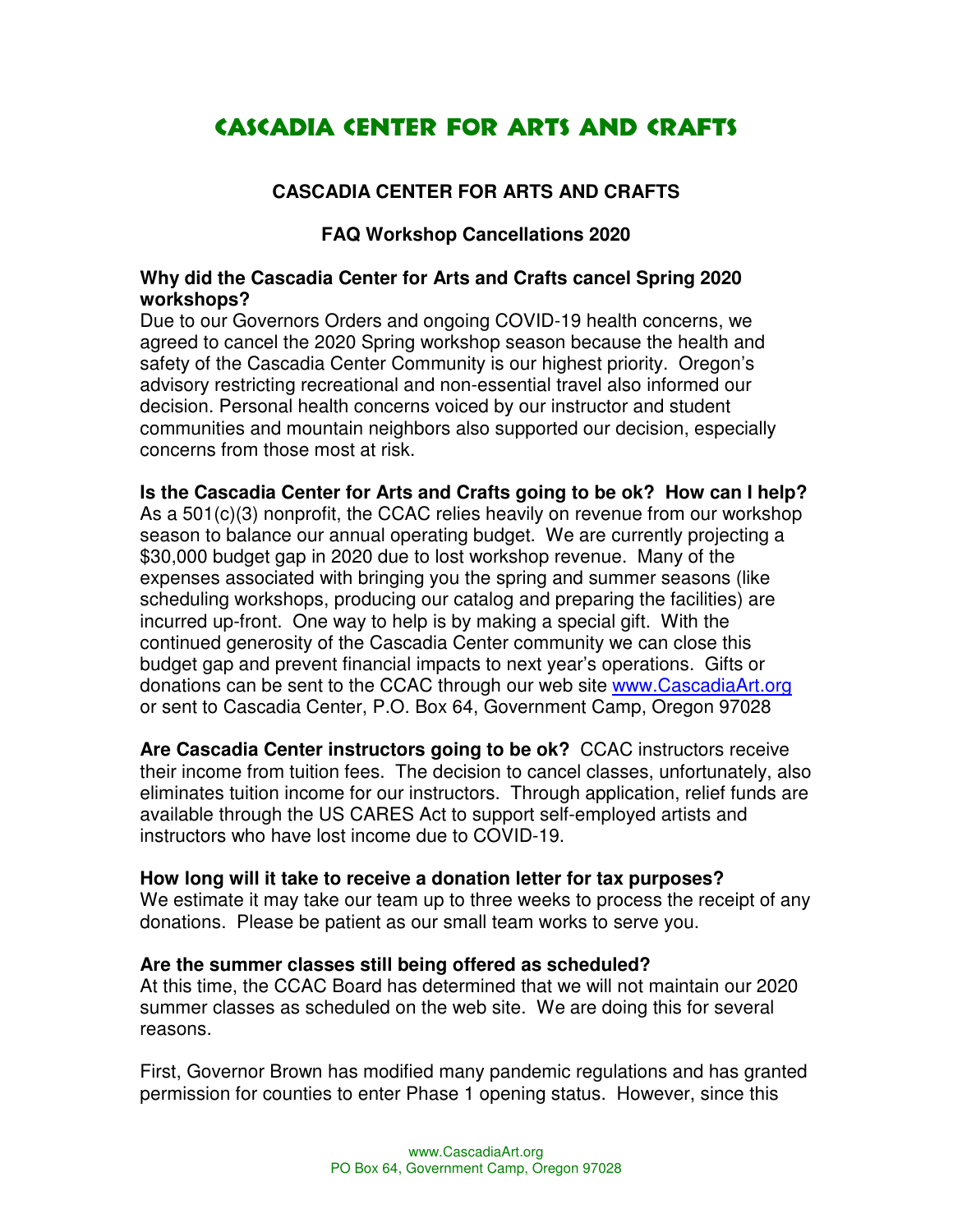# CASCADIA CENTER FOR ARTS AND CRAFTS

## CASCADIA CENTER FOR ARTS AND CRAFTS

### FAQ Workshop Cancellations 2020

**Why did the Cascadia Center for Arts and Crafts cancel Spring 2020 workshops?**
Due to our Governors Orders and ongoing COVID-19 health concerns, we agreed to cancel the 2020 Spring workshop season because the health and safety of the Cascadia Center Community is our highest priority. Oregon's advisory restricting recreational and non-essential travel also informed our decision. Personal health concerns voiced by our instructor and student communities and mountain neighbors also supported our decision, especially concerns from those most at risk.

**Is the Cascadia Center for Arts and Crafts going to be ok? How can I help?**
As a 501(c)(3) nonprofit, the CCAC relies heavily on revenue from our workshop season to balance our annual operating budget. We are currently projecting a $30,000 budget gap in 2020 due to lost workshop revenue. Many of the expenses associated with bringing you the spring and summer seasons (like scheduling workshops, producing our catalog and preparing the facilities) are incurred up-front. One way to help is by making a special gift. With the continued generosity of the Cascadia Center community we can close this budget gap and prevent financial impacts to next year's operations. Gifts or donations can be sent to the CCAC through our web site www.CascadiaArt.org or sent to Cascadia Center, P.O. Box 64, Government Camp, Oregon 97028

**Are Cascadia Center instructors going to be ok?** CCAC instructors receive their income from tuition fees. The decision to cancel classes, unfortunately, also eliminates tuition income for our instructors. Through application, relief funds are available through the US CARES Act to support self-employed artists and instructors who have lost income due to COVID-19.

**How long will it take to receive a donation letter for tax purposes?**
We estimate it may take our team up to three weeks to process the receipt of any donations. Please be patient as our small team works to serve you.

**Are the summer classes still being offered as scheduled?**
At this time, the CCAC Board has determined that we will not maintain our 2020 summer classes as scheduled on the web site. We are doing this for several reasons.

First, Governor Brown has modified many pandemic regulations and has granted permission for counties to enter Phase 1 opening status. However, since this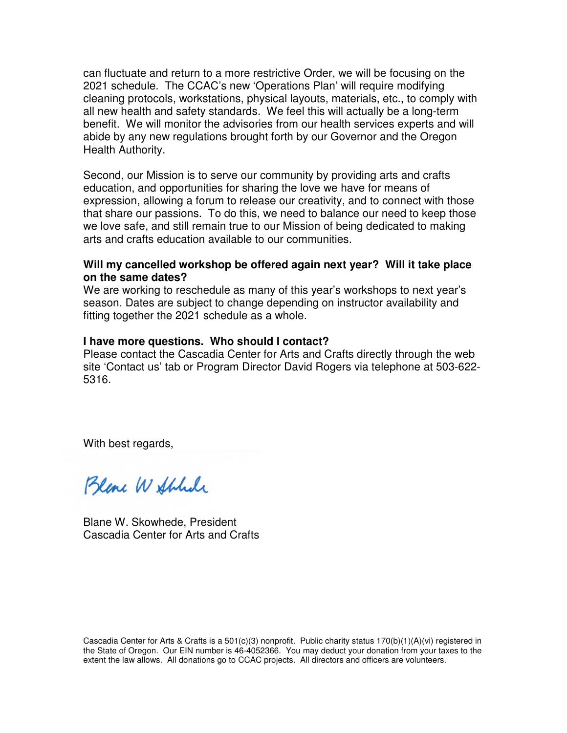can fluctuate and return to a more restrictive Order, we will be focusing on the 2021 schedule. The CCAC's new 'Operations Plan' will require modifying cleaning protocols, workstations, physical layouts, materials, etc., to comply with all new health and safety standards. We feel this will actually be a long-term benefit. We will monitor the advisories from our health services experts and will abide by any new regulations brought forth by our Governor and the Oregon Health Authority.

Second, our Mission is to serve our community by providing arts and crafts education, and opportunities for sharing the love we have for means of expression, allowing a forum to release our creativity, and to connect with those that share our passions. To do this, we need to balance our need to keep those we love safe, and still remain true to our Mission of being dedicated to making arts and crafts education available to our communities.

**Will my cancelled workshop be offered again next year? Will it take place on the same dates?**

We are working to reschedule as many of this year's workshops to next year's season. Dates are subject to change depending on instructor availability and fitting together the 2021 schedule as a whole.

**I have more questions. Who should I contact?**

Please contact the Cascadia Center for Arts and Crafts directly through the web site 'Contact us' tab or Program Director David Rogers via telephone at 503-622-5316.

With best regards,

Blane W. Skowhede, President
Cascadia Center for Arts and Crafts

Cascadia Center for Arts & Crafts is a 501(c)(3) nonprofit. Public charity status 170(b)(1)(A)(vi) registered in the State of Oregon. Our EIN number is 46-4052366. You may deduct your donation from your taxes to the extent the law allows. All donations go to CCAC projects. All directors and officers are volunteers.